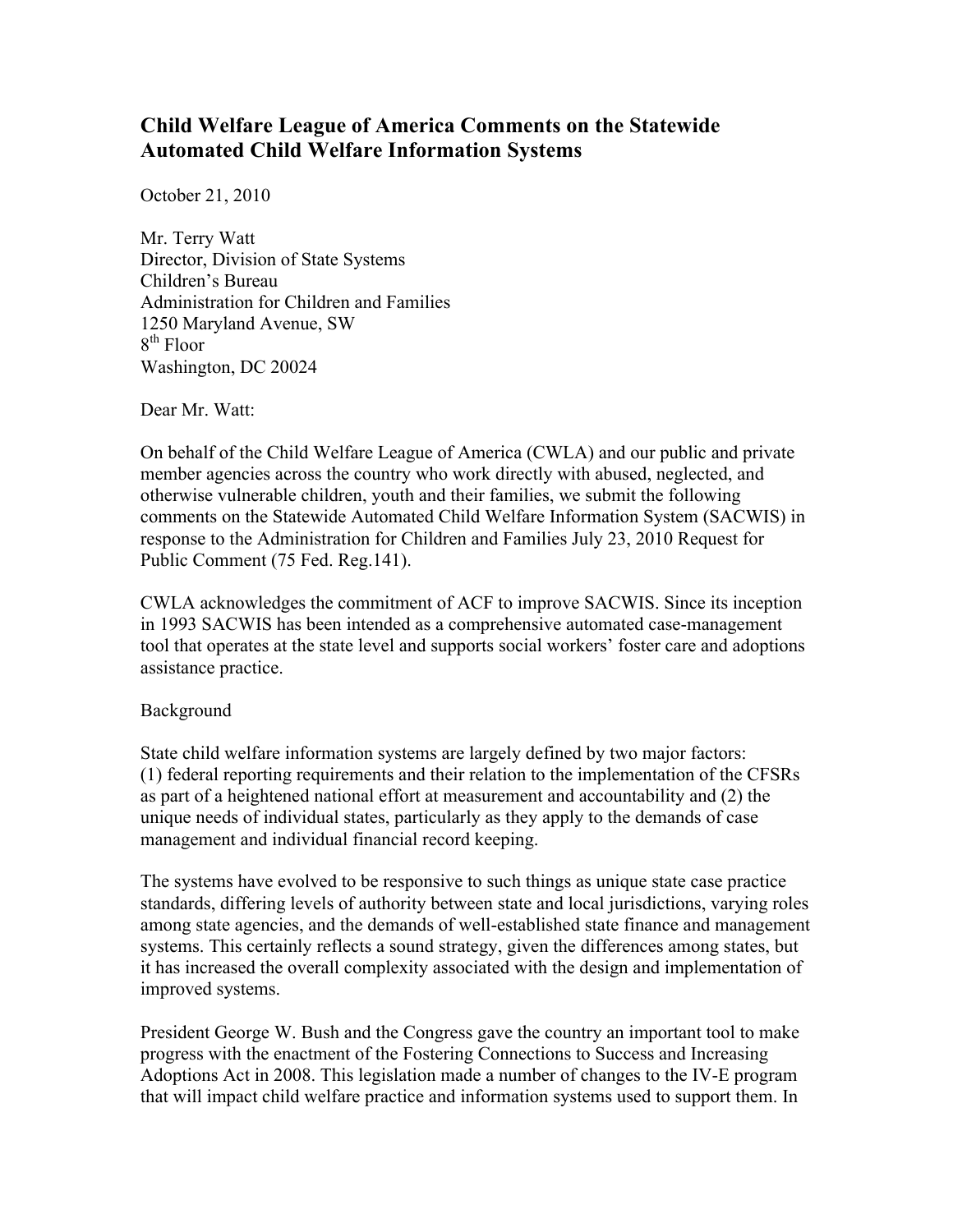# Child Welfare League of America Comments on the Statewide Automated Child Welfare Information Systems

October 21, 2010

Mr. Terry Watt
Director, Division of State Systems
Children's Bureau
Administration for Children and Families
1250 Maryland Avenue, SW
8th Floor
Washington, DC 20024

Dear Mr. Watt:

On behalf of the Child Welfare League of America (CWLA) and our public and private member agencies across the country who work directly with abused, neglected, and otherwise vulnerable children, youth and their families, we submit the following comments on the Statewide Automated Child Welfare Information System (SACWIS) in response to the Administration for Children and Families July 23, 2010 Request for Public Comment (75 Fed. Reg.141).

CWLA acknowledges the commitment of ACF to improve SACWIS. Since its inception in 1993 SACWIS has been intended as a comprehensive automated case-management tool that operates at the state level and supports social workers' foster care and adoptions assistance practice.

Background

State child welfare information systems are largely defined by two major factors: (1) federal reporting requirements and their relation to the implementation of the CFSRs as part of a heightened national effort at measurement and accountability and (2) the unique needs of individual states, particularly as they apply to the demands of case management and individual financial record keeping.

The systems have evolved to be responsive to such things as unique state case practice standards, differing levels of authority between state and local jurisdictions, varying roles among state agencies, and the demands of well-established state finance and management systems. This certainly reflects a sound strategy, given the differences among states, but it has increased the overall complexity associated with the design and implementation of improved systems.

President George W. Bush and the Congress gave the country an important tool to make progress with the enactment of the Fostering Connections to Success and Increasing Adoptions Act in 2008. This legislation made a number of changes to the IV-E program that will impact child welfare practice and information systems used to support them. In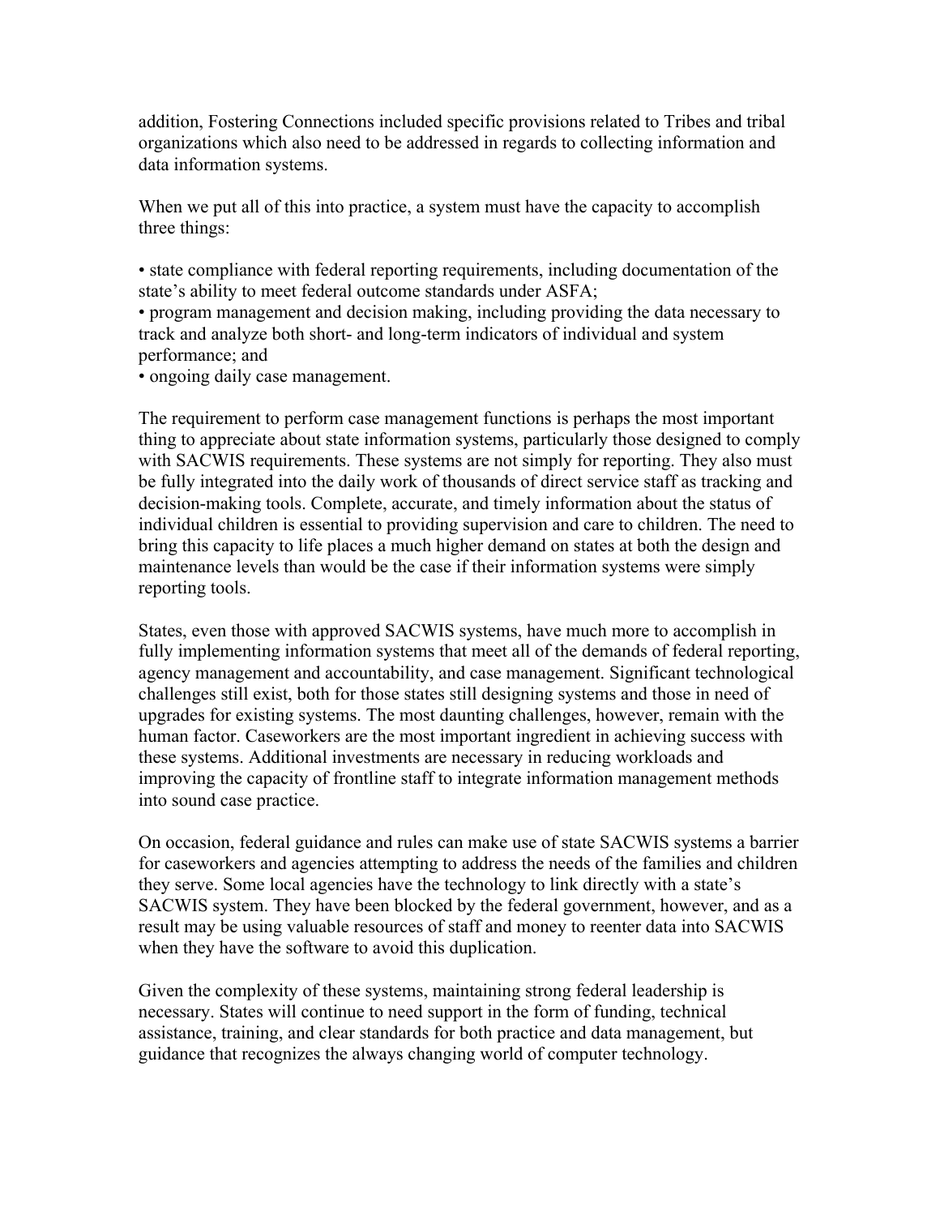addition, Fostering Connections included specific provisions related to Tribes and tribal organizations which also need to be addressed in regards to collecting information and data information systems.

When we put all of this into practice, a system must have the capacity to accomplish three things:

- state compliance with federal reporting requirements, including documentation of the state's ability to meet federal outcome standards under ASFA;
- program management and decision making, including providing the data necessary to track and analyze both short- and long-term indicators of individual and system performance; and
- ongoing daily case management.

The requirement to perform case management functions is perhaps the most important thing to appreciate about state information systems, particularly those designed to comply with SACWIS requirements. These systems are not simply for reporting. They also must be fully integrated into the daily work of thousands of direct service staff as tracking and decision-making tools. Complete, accurate, and timely information about the status of individual children is essential to providing supervision and care to children. The need to bring this capacity to life places a much higher demand on states at both the design and maintenance levels than would be the case if their information systems were simply reporting tools.

States, even those with approved SACWIS systems, have much more to accomplish in fully implementing information systems that meet all of the demands of federal reporting, agency management and accountability, and case management. Significant technological challenges still exist, both for those states still designing systems and those in need of upgrades for existing systems. The most daunting challenges, however, remain with the human factor. Caseworkers are the most important ingredient in achieving success with these systems. Additional investments are necessary in reducing workloads and improving the capacity of frontline staff to integrate information management methods into sound case practice.

On occasion, federal guidance and rules can make use of state SACWIS systems a barrier for caseworkers and agencies attempting to address the needs of the families and children they serve. Some local agencies have the technology to link directly with a state's SACWIS system. They have been blocked by the federal government, however, and as a result may be using valuable resources of staff and money to reenter data into SACWIS when they have the software to avoid this duplication.

Given the complexity of these systems, maintaining strong federal leadership is necessary. States will continue to need support in the form of funding, technical assistance, training, and clear standards for both practice and data management, but guidance that recognizes the always changing world of computer technology.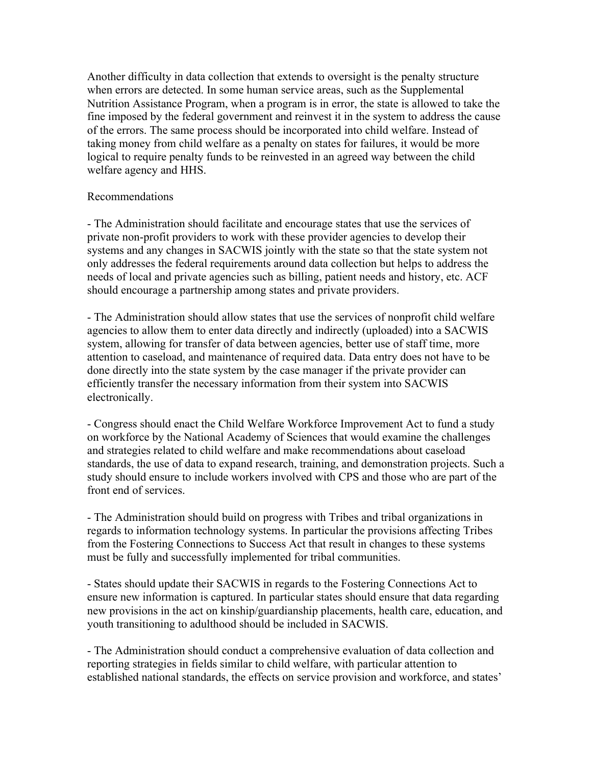Another difficulty in data collection that extends to oversight is the penalty structure when errors are detected. In some human service areas, such as the Supplemental Nutrition Assistance Program, when a program is in error, the state is allowed to take the fine imposed by the federal government and reinvest it in the system to address the cause of the errors. The same process should be incorporated into child welfare. Instead of taking money from child welfare as a penalty on states for failures, it would be more logical to require penalty funds to be reinvested in an agreed way between the child welfare agency and HHS.

Recommendations

- The Administration should facilitate and encourage states that use the services of private non-profit providers to work with these provider agencies to develop their systems and any changes in SACWIS jointly with the state so that the state system not only addresses the federal requirements around data collection but helps to address the needs of local and private agencies such as billing, patient needs and history, etc. ACF should encourage a partnership among states and private providers.

- The Administration should allow states that use the services of nonprofit child welfare agencies to allow them to enter data directly and indirectly (uploaded) into a SACWIS system, allowing for transfer of data between agencies, better use of staff time, more attention to caseload, and maintenance of required data. Data entry does not have to be done directly into the state system by the case manager if the private provider can efficiently transfer the necessary information from their system into SACWIS electronically.

- Congress should enact the Child Welfare Workforce Improvement Act to fund a study on workforce by the National Academy of Sciences that would examine the challenges and strategies related to child welfare and make recommendations about caseload standards, the use of data to expand research, training, and demonstration projects. Such a study should ensure to include workers involved with CPS and those who are part of the front end of services.

- The Administration should build on progress with Tribes and tribal organizations in regards to information technology systems. In particular the provisions affecting Tribes from the Fostering Connections to Success Act that result in changes to these systems must be fully and successfully implemented for tribal communities.

- States should update their SACWIS in regards to the Fostering Connections Act to ensure new information is captured. In particular states should ensure that data regarding new provisions in the act on kinship/guardianship placements, health care, education, and youth transitioning to adulthood should be included in SACWIS.

- The Administration should conduct a comprehensive evaluation of data collection and reporting strategies in fields similar to child welfare, with particular attention to established national standards, the effects on service provision and workforce, and states'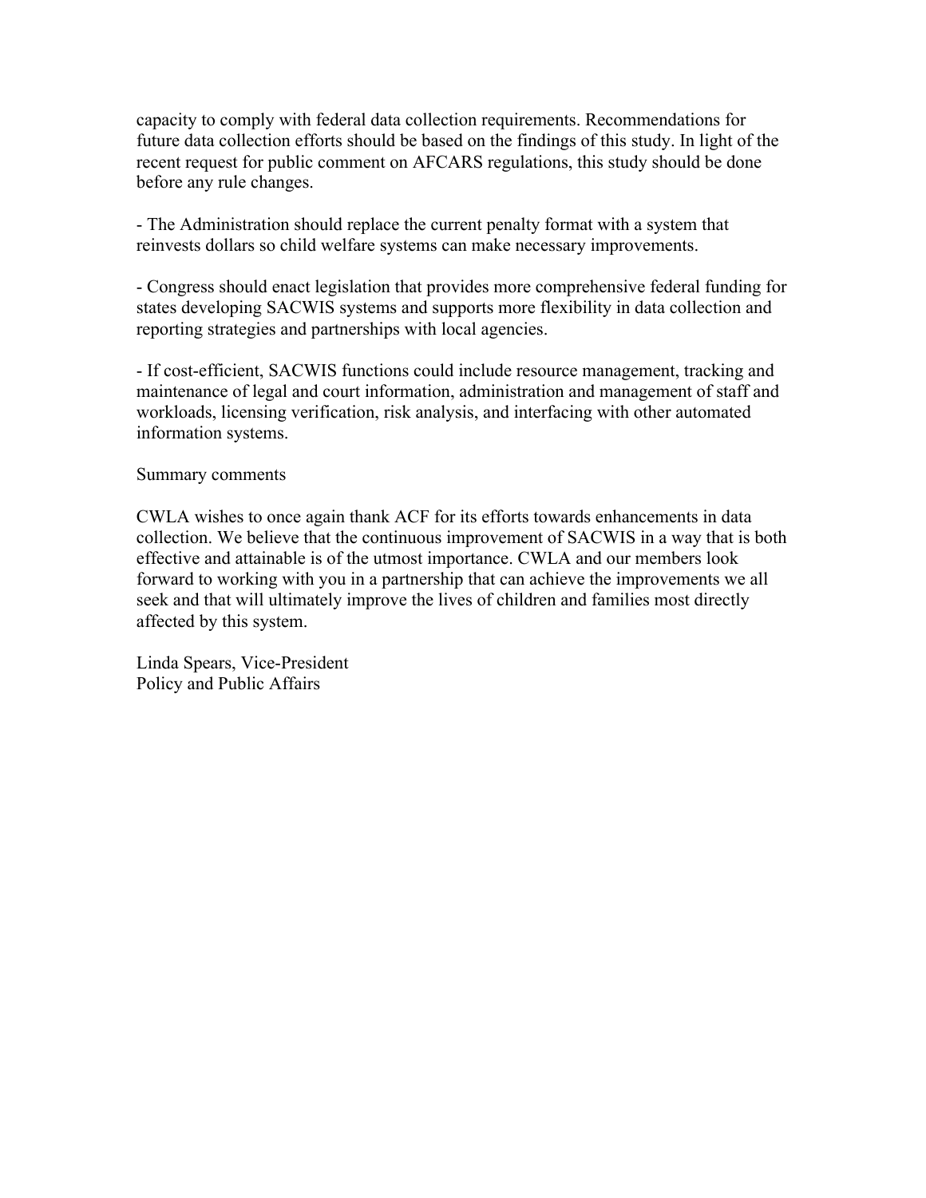capacity to comply with federal data collection requirements. Recommendations for future data collection efforts should be based on the findings of this study. In light of the recent request for public comment on AFCARS regulations, this study should be done before any rule changes.

- The Administration should replace the current penalty format with a system that reinvests dollars so child welfare systems can make necessary improvements.

- Congress should enact legislation that provides more comprehensive federal funding for states developing SACWIS systems and supports more flexibility in data collection and reporting strategies and partnerships with local agencies.

- If cost-efficient, SACWIS functions could include resource management, tracking and maintenance of legal and court information, administration and management of staff and workloads, licensing verification, risk analysis, and interfacing with other automated information systems.

Summary comments

CWLA wishes to once again thank ACF for its efforts towards enhancements in data collection. We believe that the continuous improvement of SACWIS in a way that is both effective and attainable is of the utmost importance. CWLA and our members look forward to working with you in a partnership that can achieve the improvements we all seek and that will ultimately improve the lives of children and families most directly affected by this system.

Linda Spears, Vice-President
Policy and Public Affairs